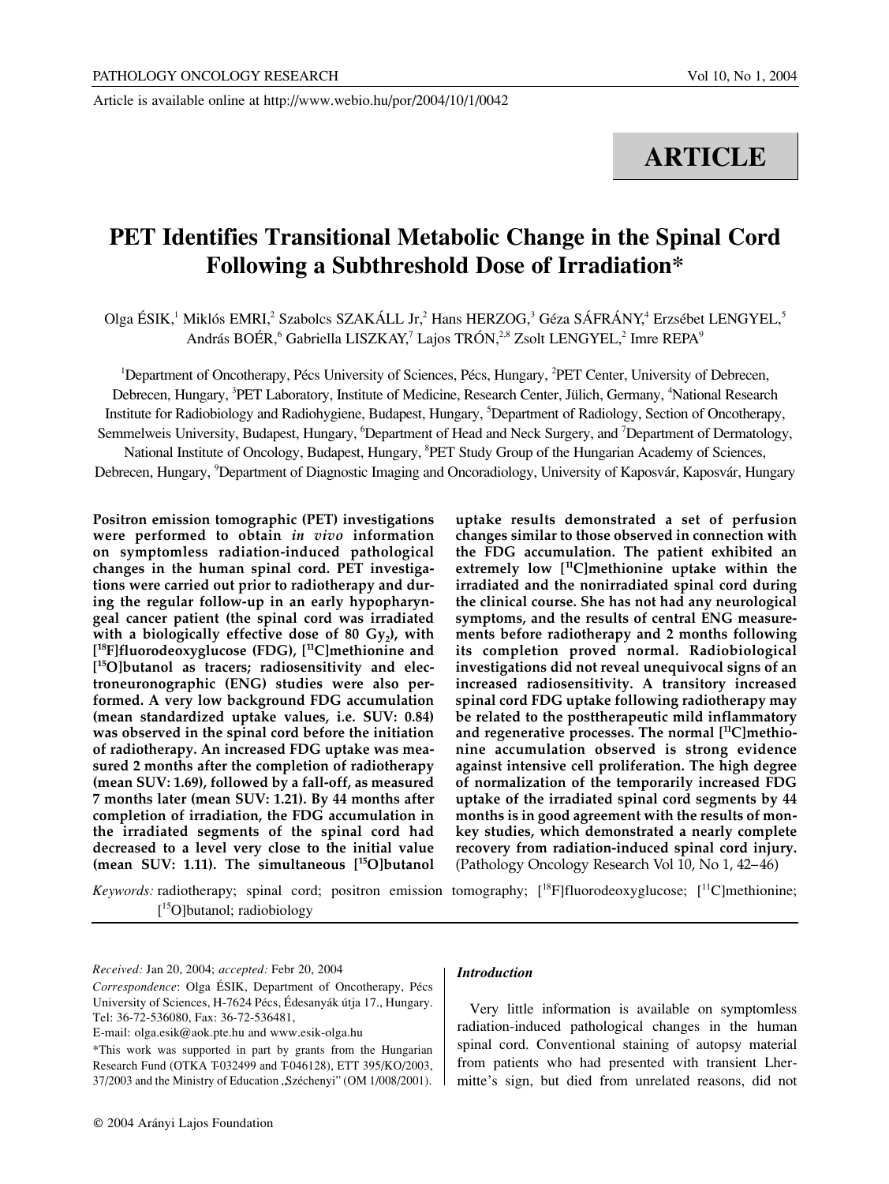Article is available online at http://www.webio.hu/por/2004/10/1/0042

**ARTICLE**

# PET Identifies Transitional Metabolic Change in the Spinal Cord Following a Subthreshold Dose of Irradiation*

Olga ÉSIK,[1] Miklós EMRI,[2] Szabolcs SZAKÁLL Jr,[2] Hans HERZOG,[3] Géza SÁFRÁNY,[4] Erzsébet LENGYEL,[5] András BOÉR,[6] Gabriella LISZKAY,[7] Lajos TRÓN,[2,8] Zsolt LENGYEL,[2] Imre REPA[9]

[1]Department of Oncotherapy, Pécs University of Sciences, Pécs, Hungary, [2]PET Center, University of Debrecen, Debrecen, Hungary, [3]PET Laboratory, Institute of Medicine, Research Center, Jülich, Germany, [4]National Research Institute for Radiobiology and Radiohygiene, Budapest, Hungary, [5]Department of Radiology, Section of Oncotherapy, Semmelweis University, Budapest, Hungary, [6]Department of Head and Neck Surgery, and [7]Department of Dermatology, National Institute of Oncology, Budapest, Hungary, [8]PET Study Group of the Hungarian Academy of Sciences, Debrecen, Hungary, [9]Department of Diagnostic Imaging and Oncoradiology, University of Kaposvár, Kaposvár, Hungary

**Positron emission tomographic (PET) investigations were performed to obtain *in vivo* information on symptomless radiation-induced pathological changes in the human spinal cord. PET investigations were carried out prior to radiotherapy and during the regular follow-up in an early hypopharyngeal cancer patient (the spinal cord was irradiated with a biologically effective dose of 80 $Gy_2$), with [$^{18}$F]fluorodeoxyglucose (FDG), [$^{11}$C]methionine and [$^{15}$O]butanol as tracers; radiosensitivity and electroneuronographic (ENG) studies were also performed. A very low background FDG accumulation (mean standardized uptake values, i.e. SUV: 0.84) was observed in the spinal cord before the initiation of radiotherapy. An increased FDG uptake was measured 2 months after the completion of radiotherapy (mean SUV: 1.69), followed by a fall-off, as measured 7 months later (mean SUV: 1.21). By 44 months after completion of irradiation, the FDG accumulation in the irradiated segments of the spinal cord had decreased to a level very close to the initial value (mean SUV: 1.11). The simultaneous [$^{15}$O]butanol uptake results demonstrated a set of perfusion changes similar to those observed in connection with the FDG accumulation. The patient exhibited an extremely low [$^{11}$C]methionine uptake within the irradiated and the nonirradiated spinal cord during the clinical course. She has not had any neurological symptoms, and the results of central ENG measurements before radiotherapy and 2 months following its completion proved normal. Radiobiological investigations did not reveal unequivocal signs of an increased radiosensitivity. A transitory increased spinal cord FDG uptake following radiotherapy may be related to the posttherapeutic mild inflammatory and regenerative processes. The normal [$^{11}$C]methionine accumulation observed is strong evidence against intensive cell proliferation. The high degree of normalization of the temporarily increased FDG uptake of the irradiated spinal cord segments by 44 months is in good agreement with the results of monkey studies, which demonstrated a nearly complete recovery from radiation-induced spinal cord injury.** (Pathology Oncology Research Vol 10, No 1, 42–46)

*Keywords:* radiotherapy; spinal cord; positron emission tomography; [$^{18}$F]fluorodeoxyglucose; [$^{11}$C]methionine; [$^{15}$O]butanol; radiobiology

*Received:* Jan 20, 2004; *accepted:* Febr 20, 2004

*Correspondence*: Olga ÉSIK, Department of Oncotherapy, Pécs University of Sciences, H-7624 Pécs, Édesanyák útja 17., Hungary. Tel: 36-72-536080, Fax: 36-72-536481, E-mail: olga.esik@aok.pte.hu and www.esik-olga.hu

*This work was supported in part by grants from the Hungarian Research Fund (OTKA T-032499 and T-046128), ETT 395/KO/2003, 37/2003 and the Ministry of Education „Széchenyi" (OM 1/008/2001).

© 2004 Arányi Lajos Foundation

## *Introduction*

Very little information is available on symptomless radiation-induced pathological changes in the human spinal cord. Conventional staining of autopsy material from patients who had presented with transient Lhermitte's sign, but died from unrelated reasons, did not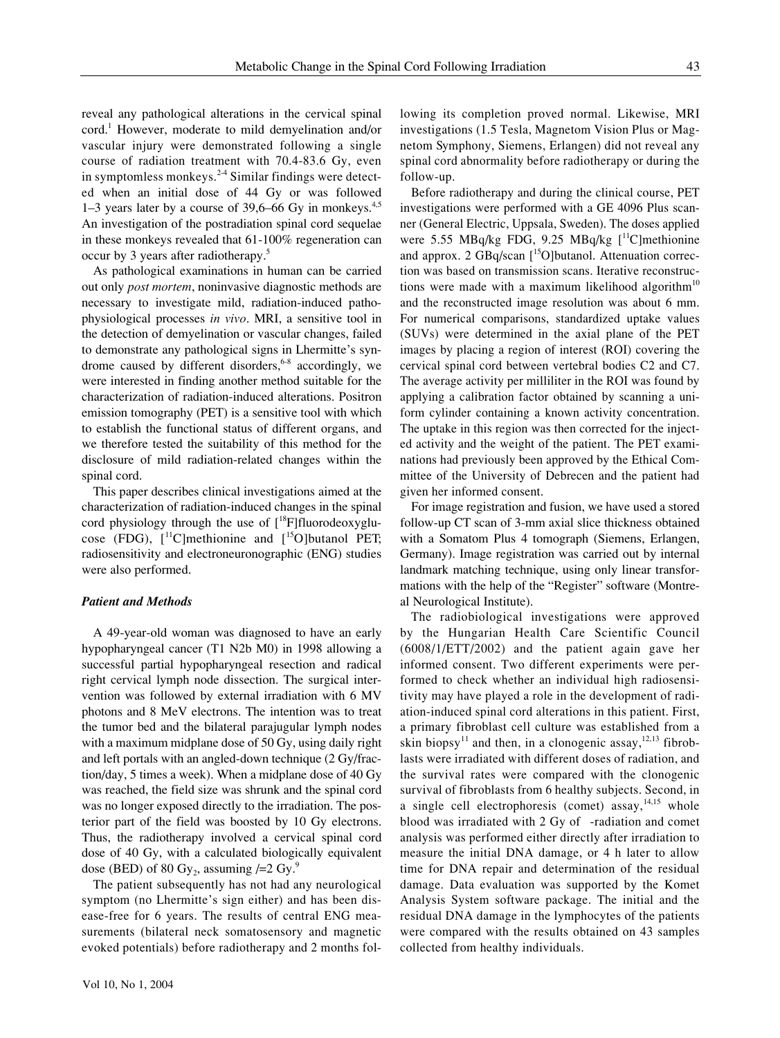reveal any pathological alterations in the cervical spinal cord.[1] However, moderate to mild demyelination and/or vascular injury were demonstrated following a single course of radiation treatment with 70.4-83.6 Gy, even in symptomless monkeys.[2-4] Similar findings were detected when an initial dose of 44 Gy or was followed 1–3 years later by a course of 39,6–66 Gy in monkeys.[4,5] An investigation of the postradiation spinal cord sequelae in these monkeys revealed that 61-100% regeneration can occur by 3 years after radiotherapy.[5]

As pathological examinations in human can be carried out only *post mortem*, noninvasive diagnostic methods are necessary to investigate mild, radiation-induced pathophysiological processes *in vivo*. MRI, a sensitive tool in the detection of demyelination or vascular changes, failed to demonstrate any pathological signs in Lhermitte's syndrome caused by different disorders,[6-8] accordingly, we were interested in finding another method suitable for the characterization of radiation-induced alterations. Positron emission tomography (PET) is a sensitive tool with which to establish the functional status of different organs, and we therefore tested the suitability of this method for the disclosure of mild radiation-related changes within the spinal cord.

This paper describes clinical investigations aimed at the characterization of radiation-induced changes in the spinal cord physiology through the use of [$^{18}$F]fluorodeoxyglucose (FDG), [$^{11}$C]methionine and [$^{15}$O]butanol PET; radiosensitivity and electroneuronographic (ENG) studies were also performed.

### *Patient and Methods*

A 49-year-old woman was diagnosed to have an early hypopharyngeal cancer (T1 N2b M0) in 1998 allowing a successful partial hypopharyngeal resection and radical right cervical lymph node dissection. The surgical intervention was followed by external irradiation with 6 MV photons and 8 MeV electrons. The intention was to treat the tumor bed and the bilateral parajugular lymph nodes with a maximum midplane dose of 50 Gy, using daily right and left portals with an angled-down technique (2 Gy/fraction/day, 5 times a week). When a midplane dose of 40 Gy was reached, the field size was shrunk and the spinal cord was no longer exposed directly to the irradiation. The posterior part of the field was boosted by 10 Gy electrons. Thus, the radiotherapy involved a cervical spinal cord dose of 40 Gy, with a calculated biologically equivalent dose (BED) of 80 $Gy_2$, assuming /=2 Gy.[9]

The patient subsequently has not had any neurological symptom (no Lhermitte's sign either) and has been disease-free for 6 years. The results of central ENG measurements (bilateral neck somatosensory and magnetic evoked potentials) before radiotherapy and 2 months following its completion proved normal. Likewise, MRI investigations (1.5 Tesla, Magnetom Vision Plus or Magnetom Symphony, Siemens, Erlangen) did not reveal any spinal cord abnormality before radiotherapy or during the follow-up.

Before radiotherapy and during the clinical course, PET investigations were performed with a GE 4096 Plus scanner (General Electric, Uppsala, Sweden). The doses applied were 5.55 MBq/kg FDG, 9.25 MBq/kg [$^{11}$C]methionine and approx. 2 GBq/scan [$^{15}$O]butanol. Attenuation correction was based on transmission scans. Iterative reconstructions were made with a maximum likelihood algorithm[10] and the reconstructed image resolution was about 6 mm. For numerical comparisons, standardized uptake values (SUVs) were determined in the axial plane of the PET images by placing a region of interest (ROI) covering the cervical spinal cord between vertebral bodies C2 and C7. The average activity per milliliter in the ROI was found by applying a calibration factor obtained by scanning a uniform cylinder containing a known activity concentration. The uptake in this region was then corrected for the injected activity and the weight of the patient. The PET examinations had previously been approved by the Ethical Committee of the University of Debrecen and the patient had given her informed consent.

For image registration and fusion, we have used a stored follow-up CT scan of 3-mm axial slice thickness obtained with a Somatom Plus 4 tomograph (Siemens, Erlangen, Germany). Image registration was carried out by internal landmark matching technique, using only linear transformations with the help of the "Register" software (Montreal Neurological Institute).

The radiobiological investigations were approved by the Hungarian Health Care Scientific Council (6008/1/ETT/2002) and the patient again gave her informed consent. Two different experiments were performed to check whether an individual high radiosensitivity may have played a role in the development of radiation-induced spinal cord alterations in this patient. First, a primary fibroblast cell culture was established from a skin biopsy[11] and then, in a clonogenic assay,[12,13] fibroblasts were irradiated with different doses of radiation, and the survival rates were compared with the clonogenic survival of fibroblasts from 6 healthy subjects. Second, in a single cell electrophoresis (comet) assay,[14,15] whole blood was irradiated with 2 Gy of -radiation and comet analysis was performed either directly after irradiation to measure the initial DNA damage, or 4 h later to allow time for DNA repair and determination of the residual damage. Data evaluation was supported by the Komet Analysis System software package. The initial and the residual DNA damage in the lymphocytes of the patients were compared with the results obtained on 43 samples collected from healthy individuals.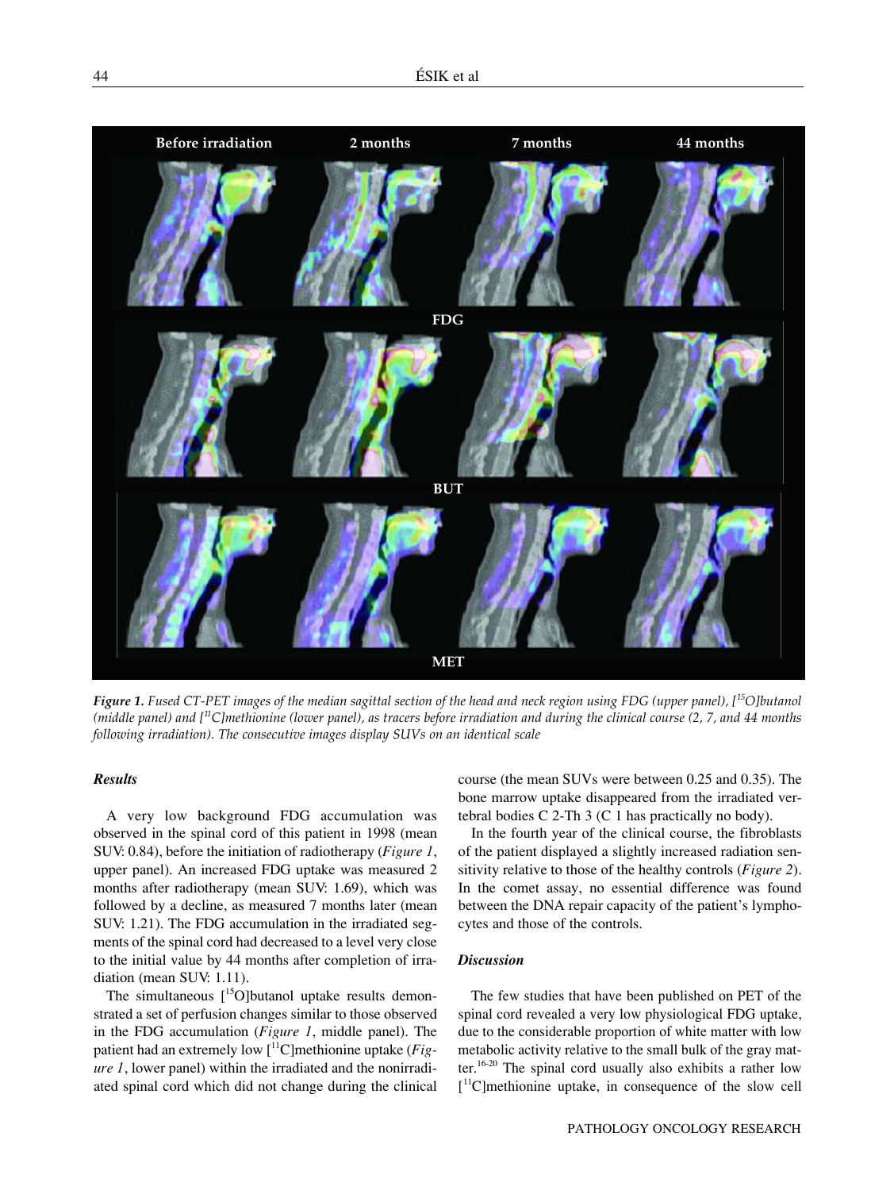*Figure 1. Fused CT-PET images of the median sagittal section of the head and neck region using FDG (upper panel), [$^{15}$O]butanol (middle panel) and [$^{11}$C]methionine (lower panel), as tracers before irradiation and during the clinical course (2, 7, and 44 months following irradiation). The consecutive images display SUVs on an identical scale*

### Results

A very low background FDG accumulation was observed in the spinal cord of this patient in 1998 (mean SUV: 0.84), before the initiation of radiotherapy (*Figure 1*, upper panel). An increased FDG uptake was measured 2 months after radiotherapy (mean SUV: 1.69), which was followed by a decline, as measured 7 months later (mean SUV: 1.21). The FDG accumulation in the irradiated segments of the spinal cord had decreased to a level very close to the initial value by 44 months after completion of irradiation (mean SUV: 1.11).

The simultaneous [$^{15}$O]butanol uptake results demonstrated a set of perfusion changes similar to those observed in the FDG accumulation (*Figure 1*, middle panel). The patient had an extremely low [$^{11}$C]methionine uptake (*Figure 1*, lower panel) within the irradiated and the nonirradiated spinal cord which did not change during the clinical course (the mean SUVs were between 0.25 and 0.35). The bone marrow uptake disappeared from the irradiated vertebral bodies C 2-Th 3 (C 1 has practically no body).

In the fourth year of the clinical course, the fibroblasts of the patient displayed a slightly increased radiation sensitivity relative to those of the healthy controls (*Figure 2*). In the comet assay, no essential difference was found between the DNA repair capacity of the patient's lymphocytes and those of the controls.

### Discussion

The few studies that have been published on PET of the spinal cord revealed a very low physiological FDG uptake, due to the considerable proportion of white matter with low metabolic activity relative to the small bulk of the gray matter.[16-20] The spinal cord usually also exhibits a rather low [$^{11}$C]methionine uptake, in consequence of the slow cell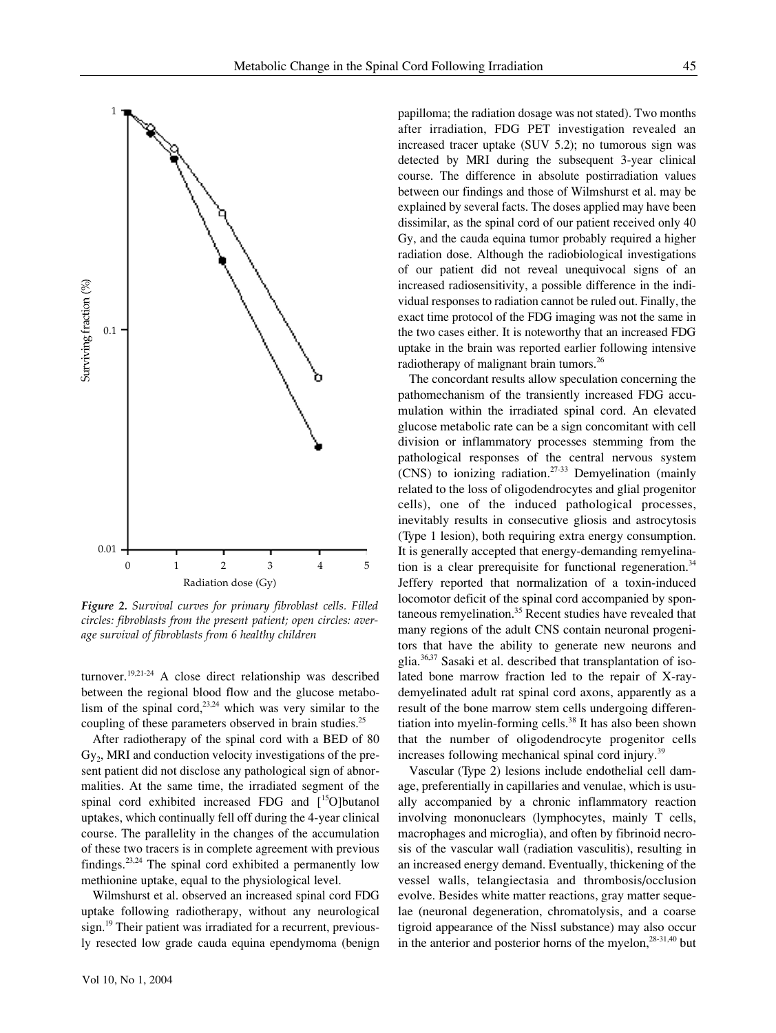**Figure 2.** *Survival curves for primary fibroblast cells. Filled circles: fibroblasts from the present patient; open circles: average survival of fibroblasts from 6 healthy children*

turnover.[19,21-24] A close direct relationship was described between the regional blood flow and the glucose metabolism of the spinal cord,[23,24] which was very similar to the coupling of these parameters observed in brain studies.[25]

After radiotherapy of the spinal cord with a BED of 80 $Gy_2$, MRI and conduction velocity investigations of the present patient did not disclose any pathological sign of abnormalities. At the same time, the irradiated segment of the spinal cord exhibited increased FDG and [$^{15}$O]butanol uptakes, which continually fell off during the 4-year clinical course. The parallelity in the changes of the accumulation of these two tracers is in complete agreement with previous findings.[23,24] The spinal cord exhibited a permanently low methionine uptake, equal to the physiological level.

Wilmshurst et al. observed an increased spinal cord FDG uptake following radiotherapy, without any neurological sign.[19] Their patient was irradiated for a recurrent, previously resected low grade cauda equina ependymoma (benign papilloma; the radiation dosage was not stated). Two months after irradiation, FDG PET investigation revealed an increased tracer uptake (SUV 5.2); no tumorous sign was detected by MRI during the subsequent 3-year clinical course. The difference in absolute postirradiation values between our findings and those of Wilmshurst et al. may be explained by several facts. The doses applied may have been dissimilar, as the spinal cord of our patient received only 40 Gy, and the cauda equina tumor probably required a higher radiation dose. Although the radiobiological investigations of our patient did not reveal unequivocal signs of an increased radiosensitivity, a possible difference in the individual responses to radiation cannot be ruled out. Finally, the exact time protocol of the FDG imaging was not the same in the two cases either. It is noteworthy that an increased FDG uptake in the brain was reported earlier following intensive radiotherapy of malignant brain tumors.[26]

The concordant results allow speculation concerning the pathomechanism of the transiently increased FDG accumulation within the irradiated spinal cord. An elevated glucose metabolic rate can be a sign concomitant with cell division or inflammatory processes stemming from the pathological responses of the central nervous system (CNS) to ionizing radiation.[27-33] Demyelination (mainly related to the loss of oligodendrocytes and glial progenitor cells), one of the induced pathological processes, inevitably results in consecutive gliosis and astrocytosis (Type 1 lesion), both requiring extra energy consumption. It is generally accepted that energy-demanding remyelination is a clear prerequisite for functional regeneration.[34] Jeffery reported that normalization of a toxin-induced locomotor deficit of the spinal cord accompanied by spontaneous remyelination.[35] Recent studies have revealed that many regions of the adult CNS contain neuronal progenitors that have the ability to generate new neurons and glia.[36,37] Sasaki et al. described that transplantation of isolated bone marrow fraction led to the repair of X-ray-demyelinated adult rat spinal cord axons, apparently as a result of the bone marrow stem cells undergoing differentiation into myelin-forming cells.[38] It has also been shown that the number of oligodendrocyte progenitor cells increases following mechanical spinal cord injury.[39]

Vascular (Type 2) lesions include endothelial cell damage, preferentially in capillaries and venulae, which is usually accompanied by a chronic inflammatory reaction involving mononuclears (lymphocytes, mainly T cells, macrophages and microglia), and often by fibrinoid necrosis of the vascular wall (radiation vasculitis), resulting in an increased energy demand. Eventually, thickening of the vessel walls, telangiectasia and thrombosis/occlusion evolve. Besides white matter reactions, gray matter sequelae (neuronal degeneration, chromatolysis, and a coarse tigroid appearance of the Nissl substance) may also occur in the anterior and posterior horns of the myelon,[28-31,40] but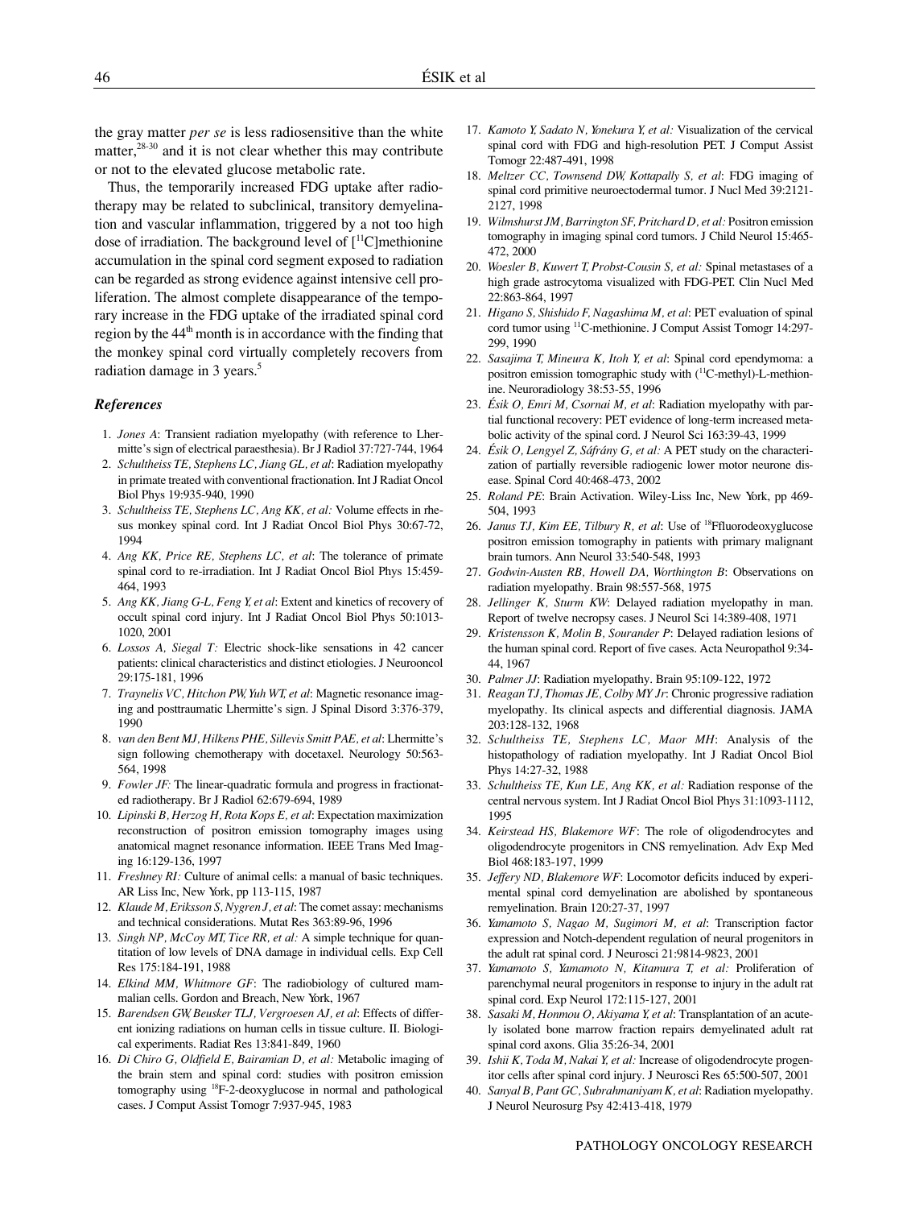the gray matter *per se* is less radiosensitive than the white matter,[28-30] and it is not clear whether this may contribute or not to the elevated glucose metabolic rate.

Thus, the temporarily increased FDG uptake after radiotherapy may be related to subclinical, transitory demyelination and vascular inflammation, triggered by a not too high dose of irradiation. The background level of [$^{11}$C]methionine accumulation in the spinal cord segment exposed to radiation can be regarded as strong evidence against intensive cell proliferation. The almost complete disappearance of the temporary increase in the FDG uptake of the irradiated spinal cord region by the 44$^{th}$ month is in accordance with the finding that the monkey spinal cord virtually completely recovers from radiation damage in 3 years.[5]

### *References*

1. *Jones A*: Transient radiation myelopathy (with reference to Lhermitte's sign of electrical paraesthesia). Br J Radiol 37:727-744, 1964
2. *Schultheiss TE, Stephens LC, Jiang GL, et al*: Radiation myelopathy in primate treated with conventional fractionation. Int J Radiat Oncol Biol Phys 19:935-940, 1990
3. *Schultheiss TE, Stephens LC, Ang KK, et al:* Volume effects in rhesus monkey spinal cord. Int J Radiat Oncol Biol Phys 30:67-72, 1994
4. *Ang KK, Price RE, Stephens LC, et al*: The tolerance of primate spinal cord to re-irradiation. Int J Radiat Oncol Biol Phys 15:459-464, 1993
5. *Ang KK, Jiang G-L, Feng Y, et al*: Extent and kinetics of recovery of occult spinal cord injury. Int J Radiat Oncol Biol Phys 50:1013-1020, 2001
6. *Lossos A, Siegal T:* Electric shock-like sensations in 42 cancer patients: clinical characteristics and distinct etiologies. J Neurooncol 29:175-181, 1996
7. *Traynelis VC, Hitchon PW, Yuh WT, et al*: Magnetic resonance imaging and posttraumatic Lhermitte's sign. J Spinal Disord 3:376-379, 1990
8. *van den Bent MJ, Hilkens PHE, Sillevis Smitt PAE, et al*: Lhermitte's sign following chemotherapy with docetaxel. Neurology 50:563-564, 1998
9. *Fowler JF:* The linear-quadratic formula and progress in fractionated radiotherapy. Br J Radiol 62:679-694, 1989
10. *Lipinski B, Herzog H, Rota Kops E, et al*: Expectation maximization reconstruction of positron emission tomography images using anatomical magnet resonance information. IEEE Trans Med Imaging 16:129-136, 1997
11. *Freshney RI:* Culture of animal cells: a manual of basic techniques. AR Liss Inc, New York, pp 113-115, 1987
12. *Klaude M, Eriksson S, Nygren J, et al*: The comet assay: mechanisms and technical considerations. Mutat Res 363:89-96, 1996
13. *Singh NP, McCoy MT, Tice RR, et al:* A simple technique for quantitation of low levels of DNA damage in individual cells. Exp Cell Res 175:184-191, 1988
14. *Elkind MM, Whitmore GF*: The radiobiology of cultured mammalian cells. Gordon and Breach, New York, 1967
15. *Barendsen GW, Beusker TLJ, Vergroesen AJ, et al*: Effects of different ionizing radiations on human cells in tissue culture. II. Biological experiments. Radiat Res 13:841-849, 1960
16. *Di Chiro G, Oldfield E, Bairamian D, et al:* Metabolic imaging of the brain stem and spinal cord: studies with positron emission tomography using $^{18}$F-2-deoxyglucose in normal and pathological cases. J Comput Assist Tomogr 7:937-945, 1983
17. *Kamoto Y, Sadato N, Yonekura Y, et al:* Visualization of the cervical spinal cord with FDG and high-resolution PET. J Comput Assist Tomogr 22:487-491, 1998
18. *Meltzer CC, Townsend DW, Kottapally S, et al*: FDG imaging of spinal cord primitive neuroectodermal tumor. J Nucl Med 39:2121-2127, 1998
19. *Wilmshurst JM, Barrington SF, Pritchard D, et al:* Positron emission tomography in imaging spinal cord tumors. J Child Neurol 15:465-472, 2000
20. *Woesler B, Kuwert T, Probst-Cousin S, et al:* Spinal metastases of a high grade astrocytoma visualized with FDG-PET. Clin Nucl Med 22:863-864, 1997
21. *Higano S, Shishido F, Nagashima M, et al*: PET evaluation of spinal cord tumor using $^{11}$C-methionine. J Comput Assist Tomogr 14:297-299, 1990
22. *Sasajima T, Mineura K, Itoh Y, et al*: Spinal cord ependymoma: a positron emission tomographic study with ($^{11}$C-methyl)-L-methionine. Neuroradiology 38:53-55, 1996
23. *Ésik O, Emri M, Csornai M, et al*: Radiation myelopathy with partial functional recovery: PET evidence of long-term increased metabolic activity of the spinal cord. J Neurol Sci 163:39-43, 1999
24. *Ésik O, Lengyel Z, Sáfrány G, et al:* A PET study on the characterization of partially reversible radiogenic lower motor neurone disease. Spinal Cord 40:468-473, 2002
25. *Roland PE*: Brain Activation. Wiley-Liss Inc, New York, pp 469-504, 1993
26. *Janus TJ, Kim EE, Tilbury R, et al*: Use of $^{18}$Ffluorodeoxyglucose positron emission tomography in patients with primary malignant brain tumors. Ann Neurol 33:540-548, 1993
27. *Godwin-Austen RB, Howell DA, Worthington B*: Observations on radiation myelopathy. Brain 98:557-568, 1975
28. *Jellinger K, Sturm KW*: Delayed radiation myelopathy in man. Report of twelve necropsy cases. J Neurol Sci 14:389-408, 1971
29. *Kristensson K, Molin B, Sourander P*: Delayed radiation lesions of the human spinal cord. Report of five cases. Acta Neuropathol 9:34-44, 1967
30. *Palmer JJ*: Radiation myelopathy. Brain 95:109-122, 1972
31. *Reagan TJ, Thomas JE, Colby MY Jr*: Chronic progressive radiation myelopathy. Its clinical aspects and differential diagnosis. JAMA 203:128-132, 1968
32. *Schultheiss TE, Stephens LC, Maor MH*: Analysis of the histopathology of radiation myelopathy. Int J Radiat Oncol Biol Phys 14:27-32, 1988
33. *Schultheiss TE, Kun LE, Ang KK, et al:* Radiation response of the central nervous system. Int J Radiat Oncol Biol Phys 31:1093-1112, 1995
34. *Keirstead HS, Blakemore WF*: The role of oligodendrocytes and oligodendrocyte progenitors in CNS remyelination. Adv Exp Med Biol 468:183-197, 1999
35. *Jeffery ND, Blakemore WF*: Locomotor deficits induced by experimental spinal cord demyelination are abolished by spontaneous remyelination. Brain 120:27-37, 1997
36. *Yamamoto S, Nagao M, Sugimori M, et al*: Transcription factor expression and Notch-dependent regulation of neural progenitors in the adult rat spinal cord. J Neurosci 21:9814-9823, 2001
37. *Yamamoto S, Yamamoto N, Kitamura T, et al:* Proliferation of parenchymal neural progenitors in response to injury in the adult rat spinal cord. Exp Neurol 172:115-127, 2001
38. *Sasaki M, Honmou O, Akiyama Y, et al*: Transplantation of an acutely isolated bone marrow fraction repairs demyelinated adult rat spinal cord axons. Glia 35:26-34, 2001
39. *Ishii K, Toda M, Nakai Y, et al:* Increase of oligodendrocyte progenitor cells after spinal cord injury. J Neurosci Res 65:500-507, 2001
40. *Sanyal B, Pant GC, Subrahmaniyam K, et al*: Radiation myelopathy. J Neurol Neurosurg Psy 42:413-418, 1979